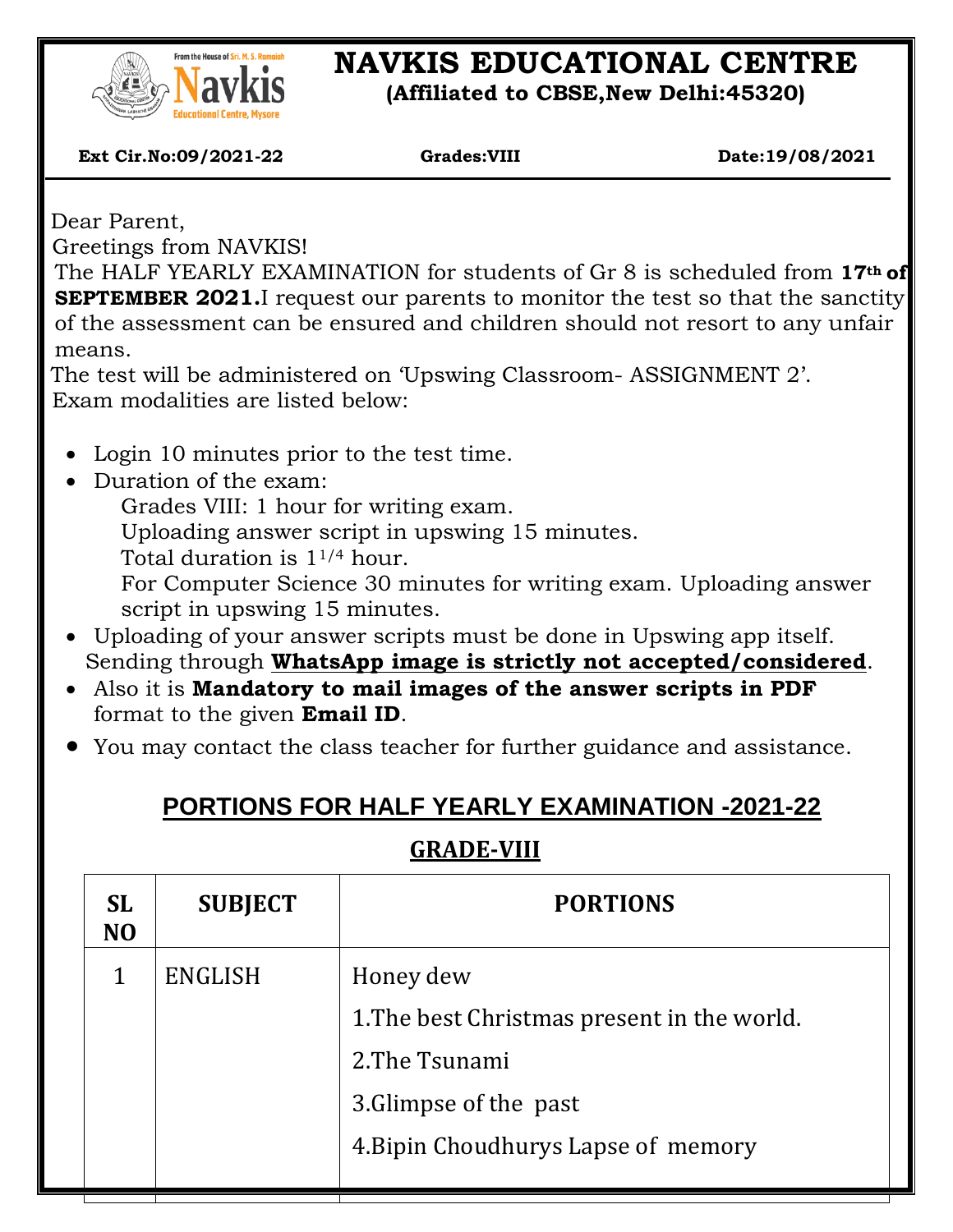# NAVKIS EDUCATIONAL CENTRE

**(Affiliated to CBSE,New Delhi:45320)**

**Ext Cir.No:09/2021-22** **Grades:VIII** **Date:19/08/2021**

Dear Parent,

Greetings from NAVKIS!

The HALF YEARLY EXAMINATION for students of Gr 8 is scheduled from **17th of SEPTEMBER 2021.** I request our parents to monitor the test so that the sanctity of the assessment can be ensured and children should not resort to any unfair means.

The test will be administered on 'Upswing Classroom- ASSIGNMENT 2'.

Exam modalities are listed below:

- Login 10 minutes prior to the test time.
- Duration of the exam:
  Grades VIII: 1 hour for writing exam.
  Uploading answer script in upswing 15 minutes.
  Total duration is $1^{1/4}$ hour.
  For Computer Science 30 minutes for writing exam. Uploading answer script in upswing 15 minutes.
- Uploading of your answer scripts must be done in Upswing app itself. Sending through **WhatsApp image is strictly not accepted/considered**.
- Also it is **Mandatory to mail images of the answer scripts in PDF** format to the given **Email ID**.
- You may contact the class teacher for further guidance and assistance.

## PORTIONS FOR HALF YEARLY EXAMINATION -2021-22

### GRADE-VIII

| SL NO | SUBJECT | PORTIONS |
|---|---|---|
| 1 | ENGLISH | Honey dew<br>1.The best Christmas present in the world.<br>2.The Tsunami<br>3.Glimpse of the past<br>4.Bipin Choudhurys Lapse of memory |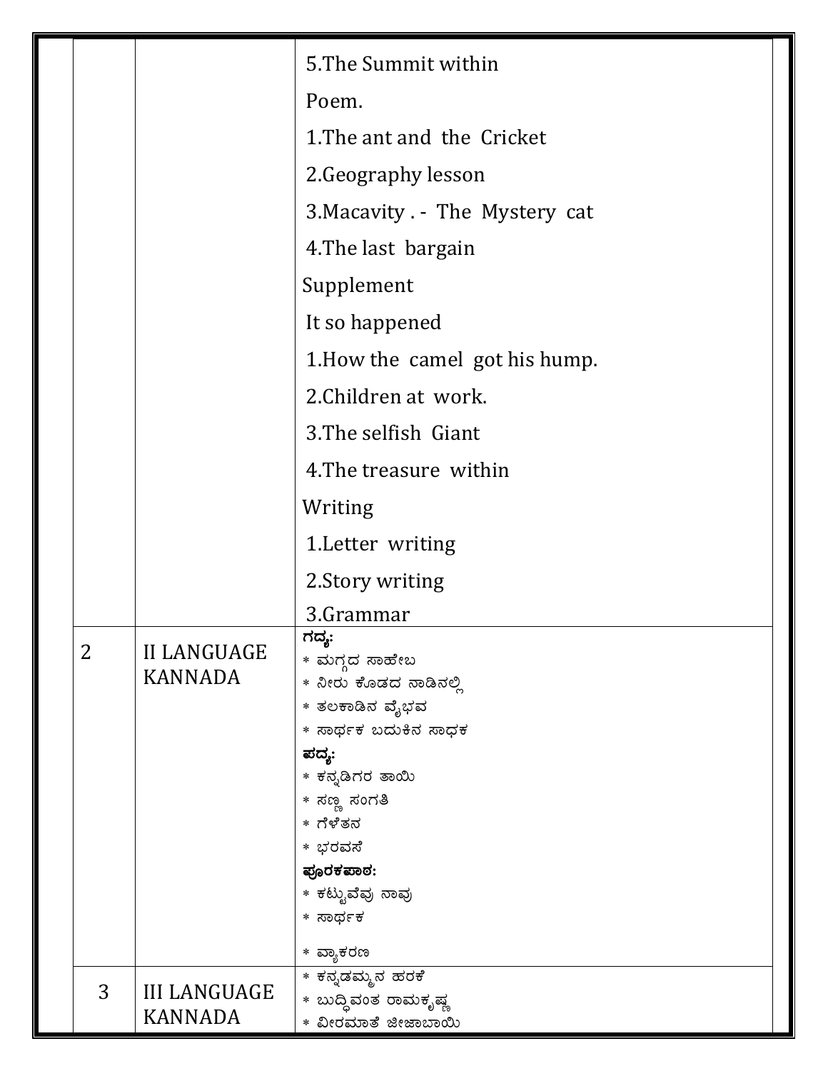| | | |
|---|---|---|
| | | 5.The Summit within<br>Poem.<br>1.The ant and the Cricket<br>2.Geography lesson<br>3.Macavity . - The Mystery cat<br>4.The last bargain<br>Supplement<br>It so happened<br>1.How the camel got his hump.<br>2.Children at work.<br>3.The selfish Giant<br>4.The treasure within<br>Writing<br>1.Letter writing<br>2.Story writing<br>3.Grammar |
| 2 | II LANGUAGE KANNADA | **ಗದ್ಯ:**<br>* ಮಗ್ಗದ ಸಾಹೇಬ<br>* ನೀರು ಕೊಡದ ನಾಡಿನಲ್ಲಿ<br>* ತಲಕಾಡಿನ ವೈಭವ<br>* ಸಾರ್ಥಕ ಬದುಕಿನ ಸಾಧಕ<br>**ಪದ್ಯ:**<br>* ಕನ್ನಡಿಗರ ತಾಯಿ<br>* ಸಣ್ಣ ಸಂಗತಿ<br>* ಗೆಳೆತನ<br>* ಭರವಸೆ<br>**ಪೂರಕಪಾಠ:**<br>* ಕಟ್ಟುವೆವು ನಾವು<br>* ಸಾರ್ಥಕ<br>* ವ್ಯಾಕರಣ |
| 3 | III LANGUAGE KANNADA | * ಕನ್ನಡಮ್ಮನ ಹರಕೆ<br>* ಬುದ್ಧಿವಂತ ರಾಮಕೃಷ್ಣ<br>* ವೀರಮಾತೆ ಜೀಜಾಬಾಯಿ |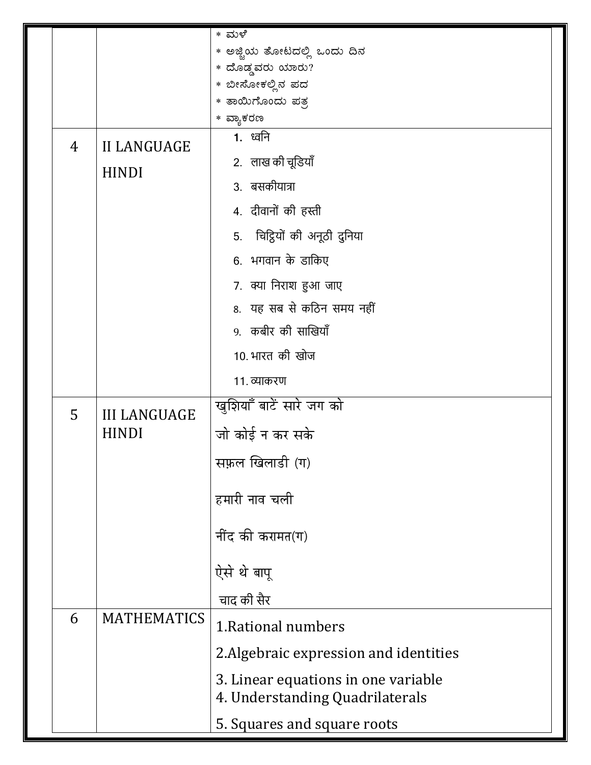| | | |
|---|---|---|
| | | * ಮಳೆ<br>* ಅಜ್ಜಿಯ ತೋಟದಲ್ಲಿ ಒಂದು ದಿನ<br>* ದೊಡ್ಡವರು ಯಾರು?<br>* ಬೀಸೋಕಲ್ಲಿನ ಪದ<br>* ತಾಯಿಗೊಂದು ಪತ್ರ<br>* ವ್ಯಾಕರಣ |
| 4 | II LANGUAGE HINDI | 1. ध्वनि<br>2. लाख की चूडियाँ<br>3. बसकीयात्रा<br>4. दीवानों की हस्ती<br>5. चिट्ठियों की अनूठी दुनिया<br>6. भगवान के डाकिए<br>7. क्या निराश हुआ जाए<br>8. यह सब से कठिन समय नहीं<br>9. कबीर की साखियाँ<br>10. भारत की खोज<br>11. व्याकरण |
| 5 | III LANGUAGE HINDI | खुशियाँ बाटें सारे जग को<br>जो कोई न कर सके<br>सफ़ल खिलाडी (ग)<br>हमारी नाव चली<br>नींद की करामत(ग)<br>ऐसे थे बापू<br>चाद की सैर |
| 6 | MATHEMATICS | 1.Rational numbers<br>2.Algebraic expression and identities<br>3. Linear equations in one variable<br>4. Understanding Quadrilaterals<br>5. Squares and square roots |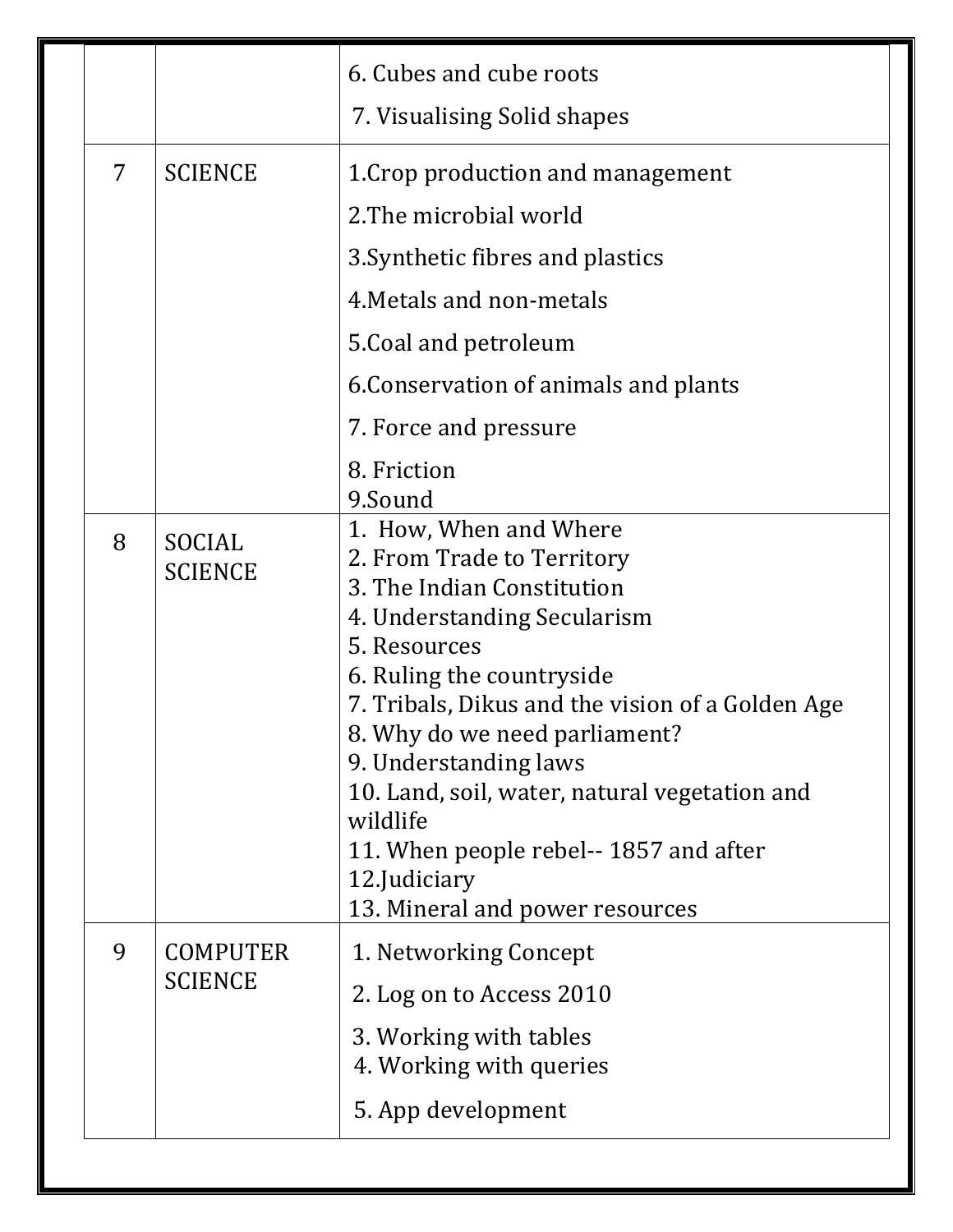|  |  |  |
|---|---|---|
|  |  | 6. Cubes and cube roots<br>7. Visualising Solid shapes |
| 7 | SCIENCE | 1.Crop production and management<br>2.The microbial world<br>3.Synthetic fibres and plastics<br>4.Metals and non-metals<br>5.Coal and petroleum<br>6.Conservation of animals and plants<br>7. Force and pressure<br>8. Friction<br>9.Sound |
| 8 | SOCIAL SCIENCE | 1. How, When and Where<br>2. From Trade to Territory<br>3. The Indian Constitution<br>4. Understanding Secularism<br>5. Resources<br>6. Ruling the countryside<br>7. Tribals, Dikus and the vision of a Golden Age<br>8. Why do we need parliament?<br>9. Understanding laws<br>10. Land, soil, water, natural vegetation and wildlife<br>11. When people rebel-- 1857 and after<br>12.Judiciary<br>13. Mineral and power resources |
| 9 | COMPUTER SCIENCE | 1. Networking Concept<br>2. Log on to Access 2010<br>3. Working with tables<br>4. Working with queries<br>5. App development |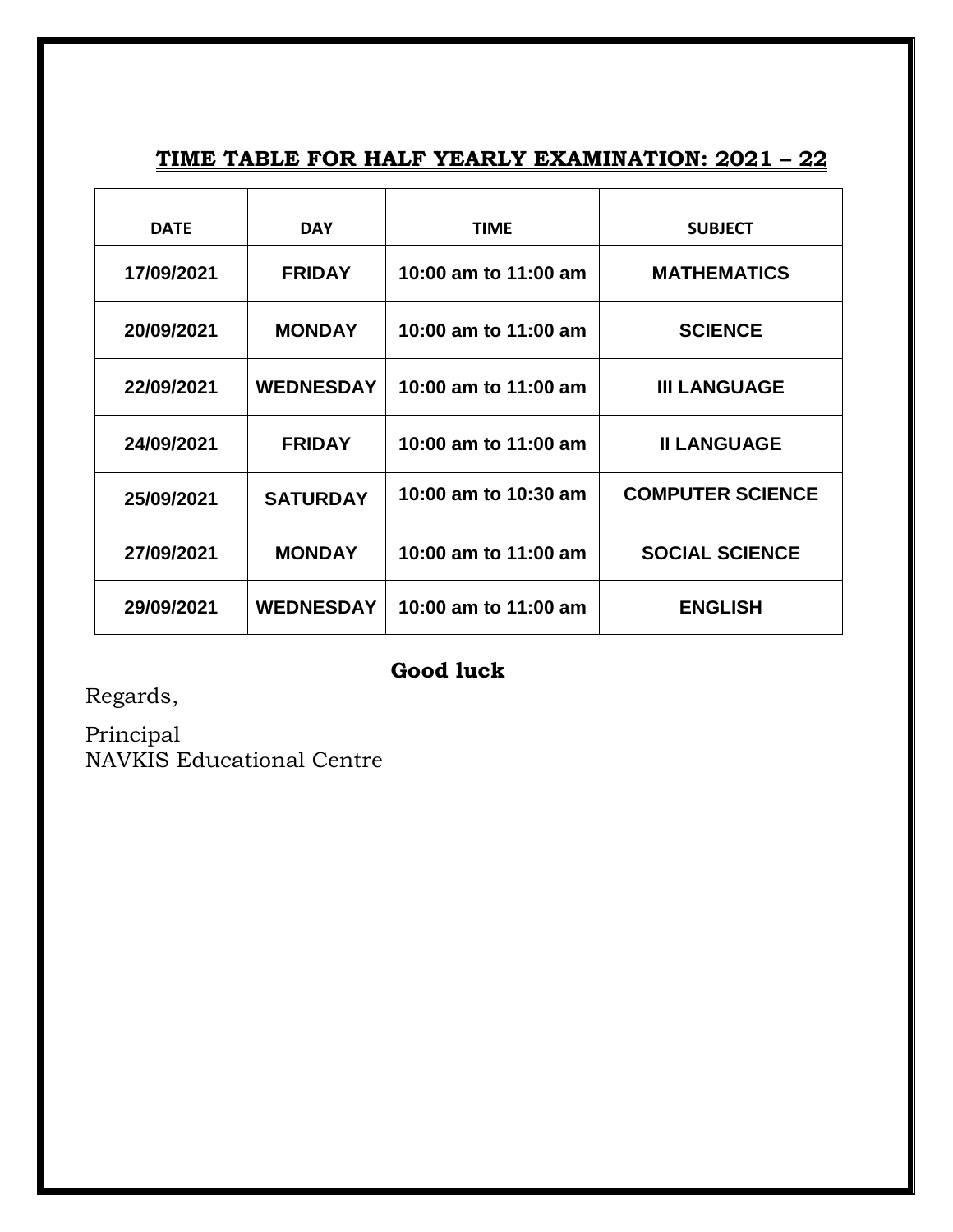## **TIME TABLE FOR HALF YEARLY EXAMINATION: 2021 – 22**

| DATE | DAY | TIME | SUBJECT |
|---|---|---|---|
| **17/09/2021** | **FRIDAY** | **10:00 am to 11:00 am** | **MATHEMATICS** |
| **20/09/2021** | **MONDAY** | **10:00 am to 11:00 am** | **SCIENCE** |
| **22/09/2021** | **WEDNESDAY** | **10:00 am to 11:00 am** | **III LANGUAGE** |
| **24/09/2021** | **FRIDAY** | **10:00 am to 11:00 am** | **II LANGUAGE** |
| **25/09/2021** | **SATURDAY** | **10:00 am to 10:30 am** | **COMPUTER SCIENCE** |
| **27/09/2021** | **MONDAY** | **10:00 am to 11:00 am** | **SOCIAL SCIENCE** |
| **29/09/2021** | **WEDNESDAY** | **10:00 am to 11:00 am** | **ENGLISH** |

**Good luck**

Regards,

Principal
NAVKIS Educational Centre